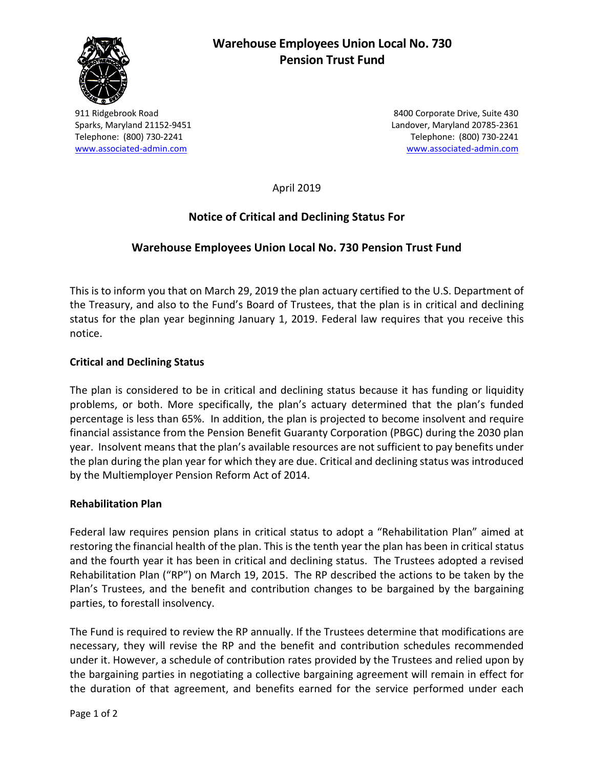# Warehouse Employees Union Local No. 730 Pension Trust Fund

911 Ridgebrook Road
Sparks, Maryland 21152-9451
Telephone: (800) 730-2241
www.associated-admin.com

8400 Corporate Drive, Suite 430
Landover, Maryland 20785-2361
Telephone: (800) 730-2241
www.associated-admin.com

April 2019

## Notice of Critical and Declining Status For

## Warehouse Employees Union Local No. 730 Pension Trust Fund

This is to inform you that on March 29, 2019 the plan actuary certified to the U.S. Department of the Treasury, and also to the Fund's Board of Trustees, that the plan is in critical and declining status for the plan year beginning January 1, 2019. Federal law requires that you receive this notice.

### Critical and Declining Status

The plan is considered to be in critical and declining status because it has funding or liquidity problems, or both. More specifically, the plan's actuary determined that the plan's funded percentage is less than 65%. In addition, the plan is projected to become insolvent and require financial assistance from the Pension Benefit Guaranty Corporation (PBGC) during the 2030 plan year. Insolvent means that the plan's available resources are not sufficient to pay benefits under the plan during the plan year for which they are due. Critical and declining status was introduced by the Multiemployer Pension Reform Act of 2014.

### Rehabilitation Plan

Federal law requires pension plans in critical status to adopt a "Rehabilitation Plan" aimed at restoring the financial health of the plan. This is the tenth year the plan has been in critical status and the fourth year it has been in critical and declining status. The Trustees adopted a revised Rehabilitation Plan ("RP") on March 19, 2015. The RP described the actions to be taken by the Plan's Trustees, and the benefit and contribution changes to be bargained by the bargaining parties, to forestall insolvency.

The Fund is required to review the RP annually. If the Trustees determine that modifications are necessary, they will revise the RP and the benefit and contribution schedules recommended under it. However, a schedule of contribution rates provided by the Trustees and relied upon by the bargaining parties in negotiating a collective bargaining agreement will remain in effect for the duration of that agreement, and benefits earned for the service performed under each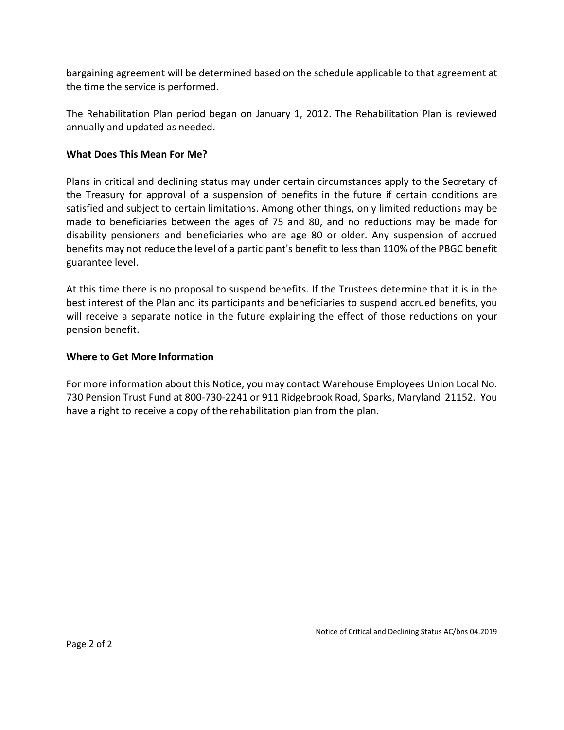bargaining agreement will be determined based on the schedule applicable to that agreement at the time the service is performed.

The Rehabilitation Plan period began on January 1, 2012. The Rehabilitation Plan is reviewed annually and updated as needed.

**What Does This Mean For Me?**

Plans in critical and declining status may under certain circumstances apply to the Secretary of the Treasury for approval of a suspension of benefits in the future if certain conditions are satisfied and subject to certain limitations. Among other things, only limited reductions may be made to beneficiaries between the ages of 75 and 80, and no reductions may be made for disability pensioners and beneficiaries who are age 80 or older. Any suspension of accrued benefits may not reduce the level of a participant's benefit to less than 110% of the PBGC benefit guarantee level.

At this time there is no proposal to suspend benefits. If the Trustees determine that it is in the best interest of the Plan and its participants and beneficiaries to suspend accrued benefits, you will receive a separate notice in the future explaining the effect of those reductions on your pension benefit.

**Where to Get More Information**

For more information about this Notice, you may contact Warehouse Employees Union Local No. 730 Pension Trust Fund at 800-730-2241 or 911 Ridgebrook Road, Sparks, Maryland 21152. You have a right to receive a copy of the rehabilitation plan from the plan.

Notice of Critical and Declining Status AC/bns 04.2019